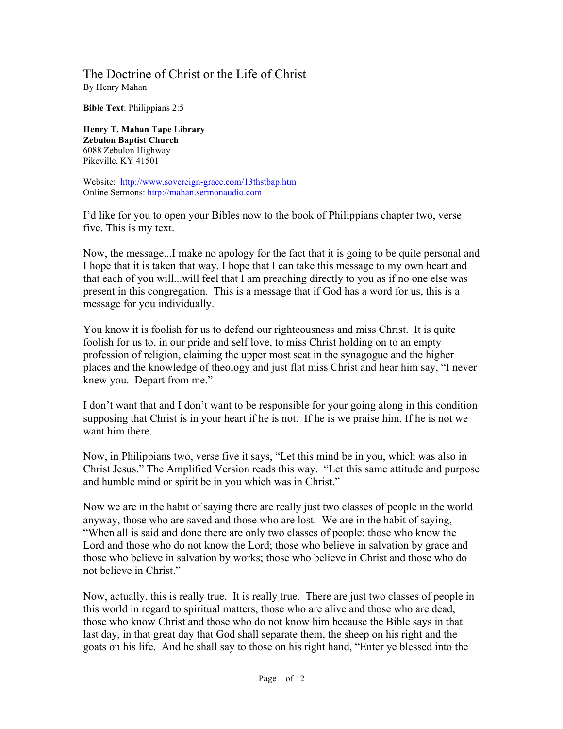# The Doctrine of Christ or the Life of Christ

By Henry Mahan

**Bible Text**: Philippians 2:5

**Henry T. Mahan Tape Library**
**Zebulon Baptist Church**
6088 Zebulon Highway
Pikeville, KY 41501

Website: http://www.sovereign-grace.com/13thstbap.htm
Online Sermons: http://mahan.sermonaudio.com

I'd like for you to open your Bibles now to the book of Philippians chapter two, verse five. This is my text.

Now, the message...I make no apology for the fact that it is going to be quite personal and I hope that it is taken that way. I hope that I can take this message to my own heart and that each of you will...will feel that I am preaching directly to you as if no one else was present in this congregation. This is a message that if God has a word for us, this is a message for you individually.

You know it is foolish for us to defend our righteousness and miss Christ. It is quite foolish for us to, in our pride and self love, to miss Christ holding on to an empty profession of religion, claiming the upper most seat in the synagogue and the higher places and the knowledge of theology and just flat miss Christ and hear him say, "I never knew you. Depart from me."

I don't want that and I don't want to be responsible for your going along in this condition supposing that Christ is in your heart if he is not. If he is we praise him. If he is not we want him there.

Now, in Philippians two, verse five it says, "Let this mind be in you, which was also in Christ Jesus." The Amplified Version reads this way. "Let this same attitude and purpose and humble mind or spirit be in you which was in Christ."

Now we are in the habit of saying there are really just two classes of people in the world anyway, those who are saved and those who are lost. We are in the habit of saying, "When all is said and done there are only two classes of people: those who know the Lord and those who do not know the Lord; those who believe in salvation by grace and those who believe in salvation by works; those who believe in Christ and those who do not believe in Christ."

Now, actually, this is really true. It is really true. There are just two classes of people in this world in regard to spiritual matters, those who are alive and those who are dead, those who know Christ and those who do not know him because the Bible says in that last day, in that great day that God shall separate them, the sheep on his right and the goats on his life. And he shall say to those on his right hand, "Enter ye blessed into the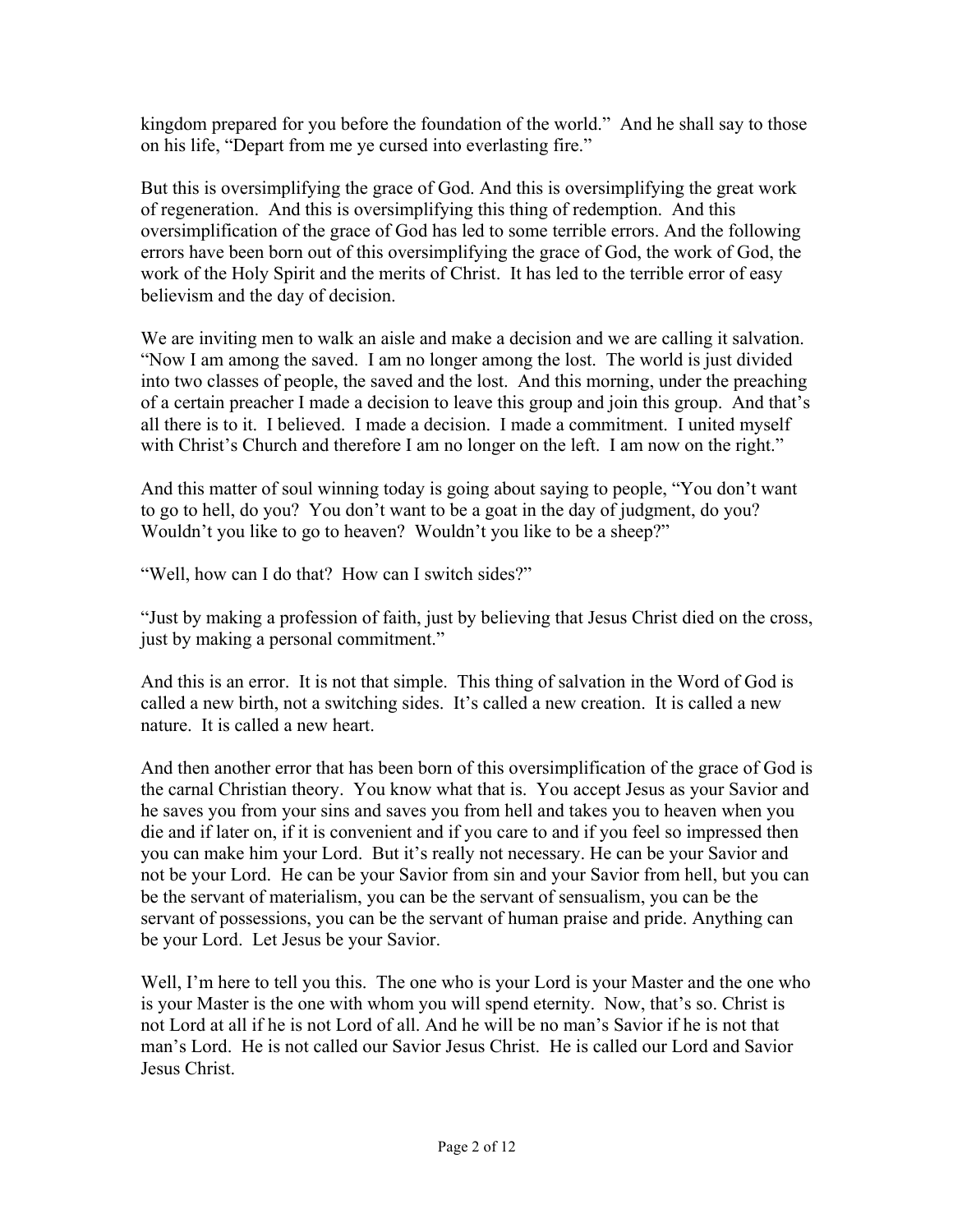kingdom prepared for you before the foundation of the world." And he shall say to those on his life, "Depart from me ye cursed into everlasting fire."

But this is oversimplifying the grace of God. And this is oversimplifying the great work of regeneration. And this is oversimplifying this thing of redemption. And this oversimplification of the grace of God has led to some terrible errors. And the following errors have been born out of this oversimplifying the grace of God, the work of God, the work of the Holy Spirit and the merits of Christ. It has led to the terrible error of easy believism and the day of decision.

We are inviting men to walk an aisle and make a decision and we are calling it salvation. "Now I am among the saved. I am no longer among the lost. The world is just divided into two classes of people, the saved and the lost. And this morning, under the preaching of a certain preacher I made a decision to leave this group and join this group. And that's all there is to it. I believed. I made a decision. I made a commitment. I united myself with Christ's Church and therefore I am no longer on the left. I am now on the right."

And this matter of soul winning today is going about saying to people, "You don't want to go to hell, do you? You don't want to be a goat in the day of judgment, do you? Wouldn't you like to go to heaven? Wouldn't you like to be a sheep?"

"Well, how can I do that? How can I switch sides?"

"Just by making a profession of faith, just by believing that Jesus Christ died on the cross, just by making a personal commitment."

And this is an error. It is not that simple. This thing of salvation in the Word of God is called a new birth, not a switching sides. It's called a new creation. It is called a new nature. It is called a new heart.

And then another error that has been born of this oversimplification of the grace of God is the carnal Christian theory. You know what that is. You accept Jesus as your Savior and he saves you from your sins and saves you from hell and takes you to heaven when you die and if later on, if it is convenient and if you care to and if you feel so impressed then you can make him your Lord. But it's really not necessary. He can be your Savior and not be your Lord. He can be your Savior from sin and your Savior from hell, but you can be the servant of materialism, you can be the servant of sensualism, you can be the servant of possessions, you can be the servant of human praise and pride. Anything can be your Lord. Let Jesus be your Savior.

Well, I'm here to tell you this. The one who is your Lord is your Master and the one who is your Master is the one with whom you will spend eternity. Now, that's so. Christ is not Lord at all if he is not Lord of all. And he will be no man's Savior if he is not that man's Lord. He is not called our Savior Jesus Christ. He is called our Lord and Savior Jesus Christ.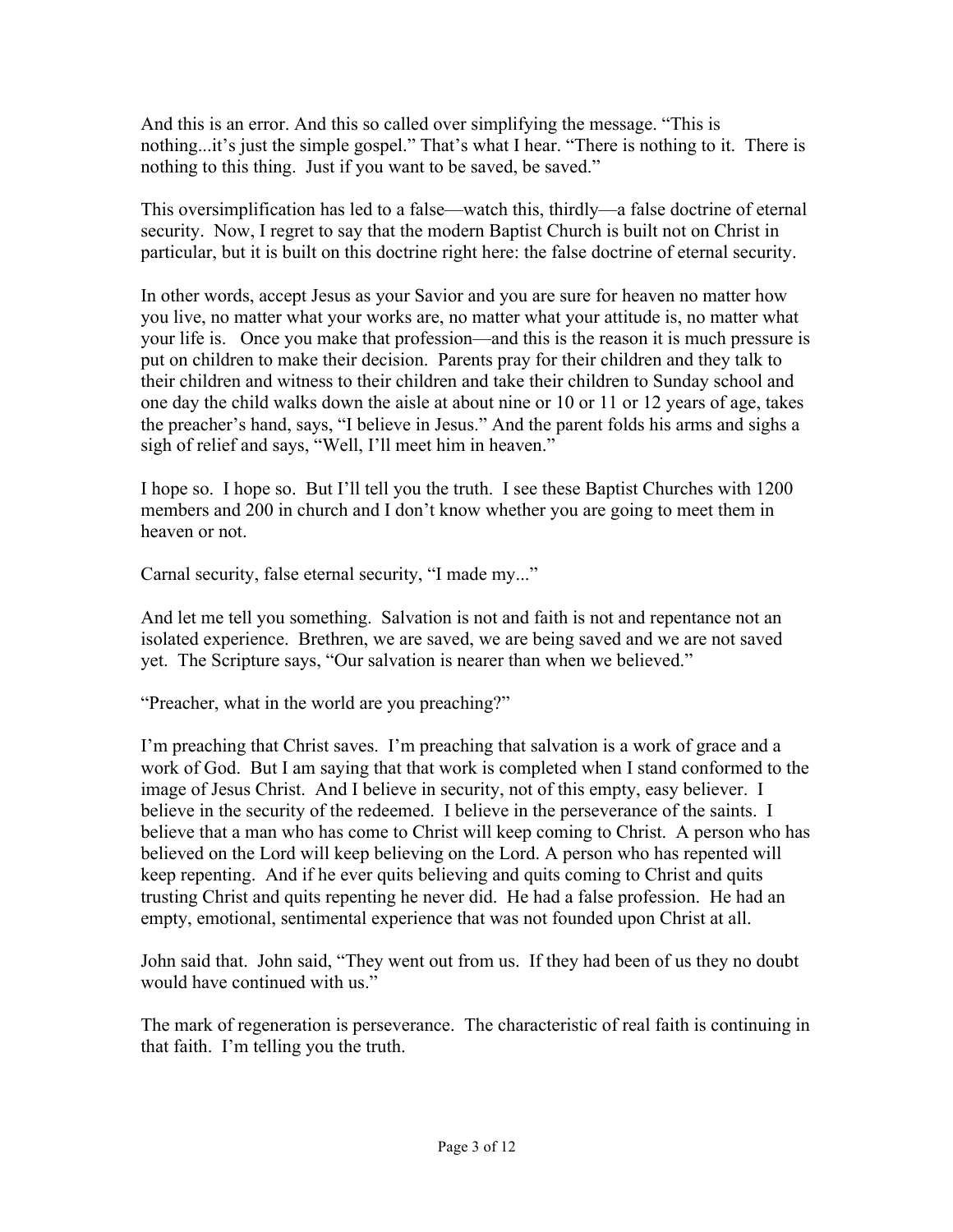And this is an error. And this so called over simplifying the message. "This is nothing...it's just the simple gospel." That's what I hear. "There is nothing to it. There is nothing to this thing. Just if you want to be saved, be saved."

This oversimplification has led to a false—watch this, thirdly—a false doctrine of eternal security. Now, I regret to say that the modern Baptist Church is built not on Christ in particular, but it is built on this doctrine right here: the false doctrine of eternal security.

In other words, accept Jesus as your Savior and you are sure for heaven no matter how you live, no matter what your works are, no matter what your attitude is, no matter what your life is. Once you make that profession—and this is the reason it is much pressure is put on children to make their decision. Parents pray for their children and they talk to their children and witness to their children and take their children to Sunday school and one day the child walks down the aisle at about nine or 10 or 11 or 12 years of age, takes the preacher's hand, says, "I believe in Jesus." And the parent folds his arms and sighs a sigh of relief and says, "Well, I'll meet him in heaven."

I hope so. I hope so. But I'll tell you the truth. I see these Baptist Churches with 1200 members and 200 in church and I don't know whether you are going to meet them in heaven or not.

Carnal security, false eternal security, "I made my..."

And let me tell you something. Salvation is not and faith is not and repentance not an isolated experience. Brethren, we are saved, we are being saved and we are not saved yet. The Scripture says, "Our salvation is nearer than when we believed."

"Preacher, what in the world are you preaching?"

I'm preaching that Christ saves. I'm preaching that salvation is a work of grace and a work of God. But I am saying that that work is completed when I stand conformed to the image of Jesus Christ. And I believe in security, not of this empty, easy believer. I believe in the security of the redeemed. I believe in the perseverance of the saints. I believe that a man who has come to Christ will keep coming to Christ. A person who has believed on the Lord will keep believing on the Lord. A person who has repented will keep repenting. And if he ever quits believing and quits coming to Christ and quits trusting Christ and quits repenting he never did. He had a false profession. He had an empty, emotional, sentimental experience that was not founded upon Christ at all.

John said that. John said, "They went out from us. If they had been of us they no doubt would have continued with us."

The mark of regeneration is perseverance. The characteristic of real faith is continuing in that faith. I'm telling you the truth.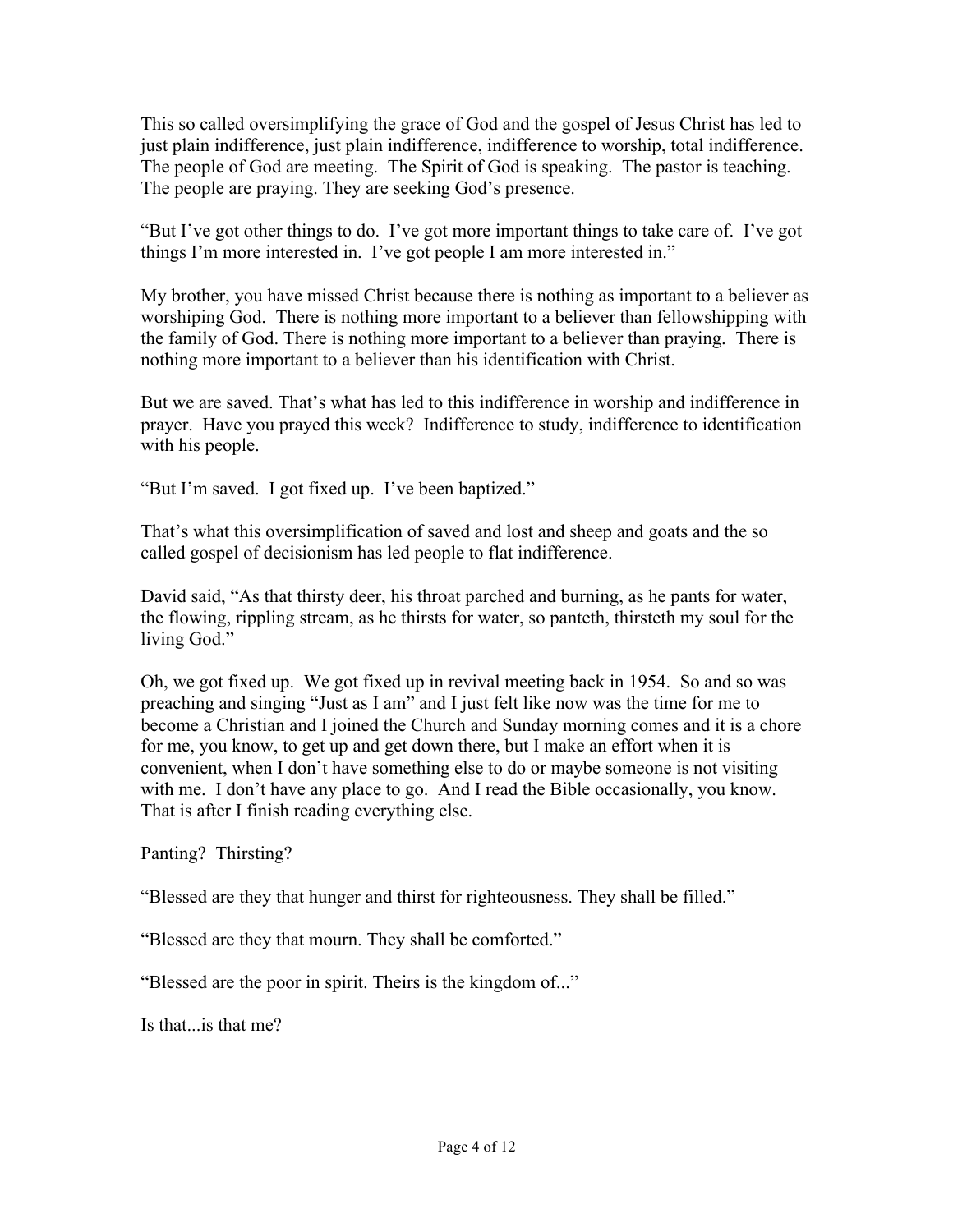This so called oversimplifying the grace of God and the gospel of Jesus Christ has led to just plain indifference, just plain indifference, indifference to worship, total indifference. The people of God are meeting. The Spirit of God is speaking. The pastor is teaching. The people are praying. They are seeking God's presence.

"But I've got other things to do. I've got more important things to take care of. I've got things I'm more interested in. I've got people I am more interested in."

My brother, you have missed Christ because there is nothing as important to a believer as worshiping God. There is nothing more important to a believer than fellowshipping with the family of God. There is nothing more important to a believer than praying. There is nothing more important to a believer than his identification with Christ.

But we are saved. That's what has led to this indifference in worship and indifference in prayer. Have you prayed this week? Indifference to study, indifference to identification with his people.

"But I'm saved. I got fixed up. I've been baptized."

That's what this oversimplification of saved and lost and sheep and goats and the so called gospel of decisionism has led people to flat indifference.

David said, "As that thirsty deer, his throat parched and burning, as he pants for water, the flowing, rippling stream, as he thirsts for water, so panteth, thirsteth my soul for the living God."

Oh, we got fixed up. We got fixed up in revival meeting back in 1954. So and so was preaching and singing "Just as I am" and I just felt like now was the time for me to become a Christian and I joined the Church and Sunday morning comes and it is a chore for me, you know, to get up and get down there, but I make an effort when it is convenient, when I don't have something else to do or maybe someone is not visiting with me. I don't have any place to go. And I read the Bible occasionally, you know. That is after I finish reading everything else.

Panting? Thirsting?

"Blessed are they that hunger and thirst for righteousness. They shall be filled."

"Blessed are they that mourn. They shall be comforted."

"Blessed are the poor in spirit. Theirs is the kingdom of..."

Is that...is that me?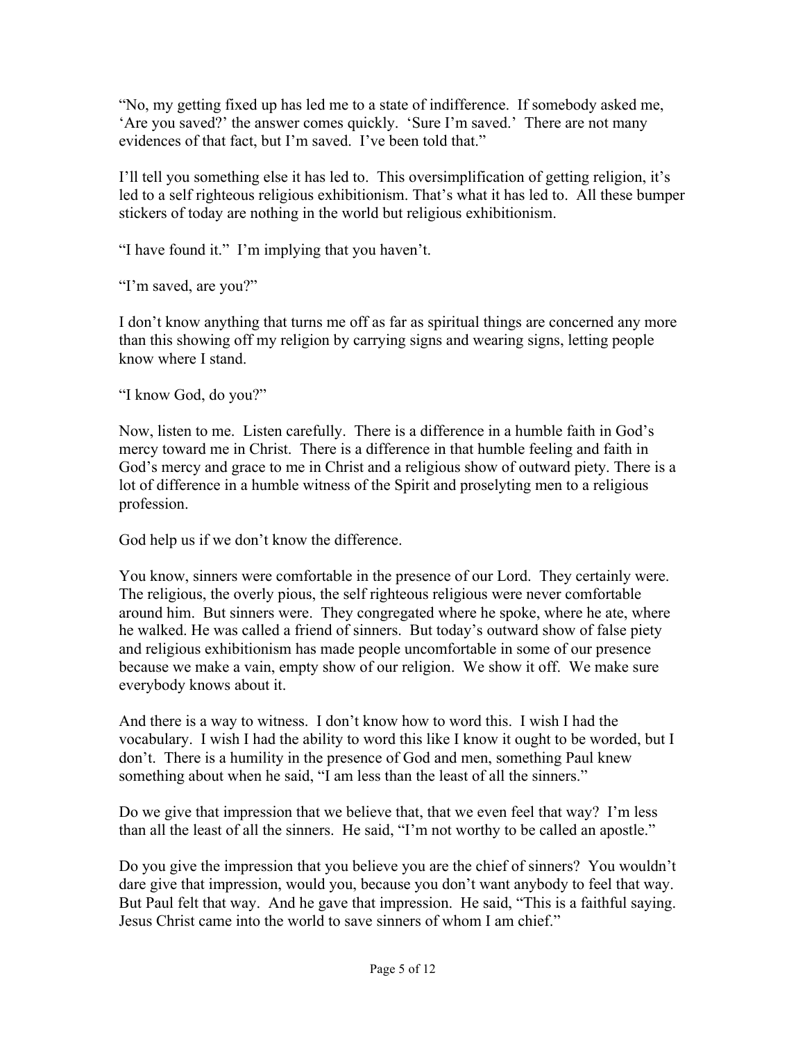"No, my getting fixed up has led me to a state of indifference. If somebody asked me, 'Are you saved?' the answer comes quickly. 'Sure I'm saved.' There are not many evidences of that fact, but I'm saved. I've been told that."

I'll tell you something else it has led to. This oversimplification of getting religion, it's led to a self righteous religious exhibitionism. That's what it has led to. All these bumper stickers of today are nothing in the world but religious exhibitionism.

"I have found it." I'm implying that you haven't.

"I'm saved, are you?"

I don't know anything that turns me off as far as spiritual things are concerned any more than this showing off my religion by carrying signs and wearing signs, letting people know where I stand.

"I know God, do you?"

Now, listen to me. Listen carefully. There is a difference in a humble faith in God's mercy toward me in Christ. There is a difference in that humble feeling and faith in God's mercy and grace to me in Christ and a religious show of outward piety. There is a lot of difference in a humble witness of the Spirit and proselyting men to a religious profession.

God help us if we don't know the difference.

You know, sinners were comfortable in the presence of our Lord. They certainly were. The religious, the overly pious, the self righteous religious were never comfortable around him. But sinners were. They congregated where he spoke, where he ate, where he walked. He was called a friend of sinners. But today's outward show of false piety and religious exhibitionism has made people uncomfortable in some of our presence because we make a vain, empty show of our religion. We show it off. We make sure everybody knows about it.

And there is a way to witness. I don't know how to word this. I wish I had the vocabulary. I wish I had the ability to word this like I know it ought to be worded, but I don't. There is a humility in the presence of God and men, something Paul knew something about when he said, "I am less than the least of all the sinners."

Do we give that impression that we believe that, that we even feel that way? I'm less than all the least of all the sinners. He said, "I'm not worthy to be called an apostle."

Do you give the impression that you believe you are the chief of sinners? You wouldn't dare give that impression, would you, because you don't want anybody to feel that way. But Paul felt that way. And he gave that impression. He said, "This is a faithful saying. Jesus Christ came into the world to save sinners of whom I am chief."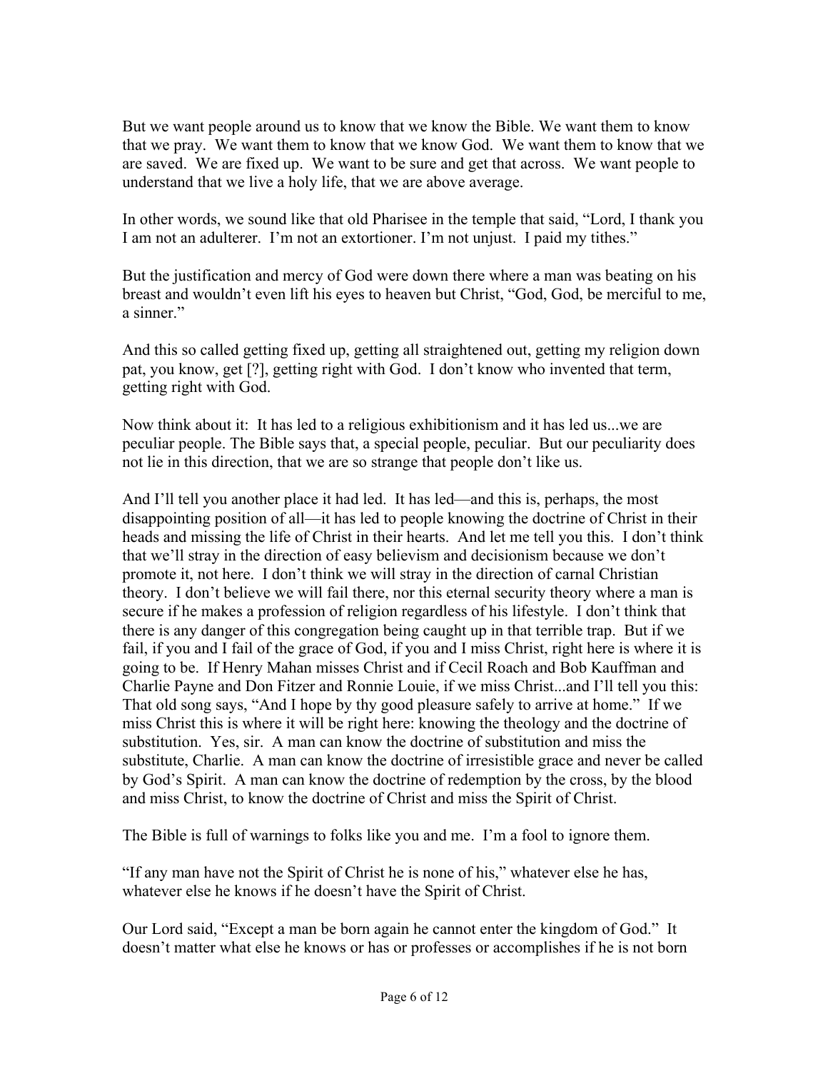But we want people around us to know that we know the Bible. We want them to know that we pray. We want them to know that we know God. We want them to know that we are saved. We are fixed up. We want to be sure and get that across. We want people to understand that we live a holy life, that we are above average.

In other words, we sound like that old Pharisee in the temple that said, "Lord, I thank you I am not an adulterer. I'm not an extortioner. I'm not unjust. I paid my tithes."

But the justification and mercy of God were down there where a man was beating on his breast and wouldn't even lift his eyes to heaven but Christ, "God, God, be merciful to me, a sinner."

And this so called getting fixed up, getting all straightened out, getting my religion down pat, you know, get [?], getting right with God. I don't know who invented that term, getting right with God.

Now think about it: It has led to a religious exhibitionism and it has led us...we are peculiar people. The Bible says that, a special people, peculiar. But our peculiarity does not lie in this direction, that we are so strange that people don't like us.

And I'll tell you another place it had led. It has led—and this is, perhaps, the most disappointing position of all—it has led to people knowing the doctrine of Christ in their heads and missing the life of Christ in their hearts. And let me tell you this. I don't think that we'll stray in the direction of easy believism and decisionism because we don't promote it, not here. I don't think we will stray in the direction of carnal Christian theory. I don't believe we will fail there, nor this eternal security theory where a man is secure if he makes a profession of religion regardless of his lifestyle. I don't think that there is any danger of this congregation being caught up in that terrible trap. But if we fail, if you and I fail of the grace of God, if you and I miss Christ, right here is where it is going to be. If Henry Mahan misses Christ and if Cecil Roach and Bob Kauffman and Charlie Payne and Don Fitzer and Ronnie Louie, if we miss Christ...and I'll tell you this: That old song says, "And I hope by thy good pleasure safely to arrive at home." If we miss Christ this is where it will be right here: knowing the theology and the doctrine of substitution. Yes, sir. A man can know the doctrine of substitution and miss the substitute, Charlie. A man can know the doctrine of irresistible grace and never be called by God's Spirit. A man can know the doctrine of redemption by the cross, by the blood and miss Christ, to know the doctrine of Christ and miss the Spirit of Christ.

The Bible is full of warnings to folks like you and me. I'm a fool to ignore them.

"If any man have not the Spirit of Christ he is none of his," whatever else he has, whatever else he knows if he doesn't have the Spirit of Christ.

Our Lord said, "Except a man be born again he cannot enter the kingdom of God." It doesn't matter what else he knows or has or professes or accomplishes if he is not born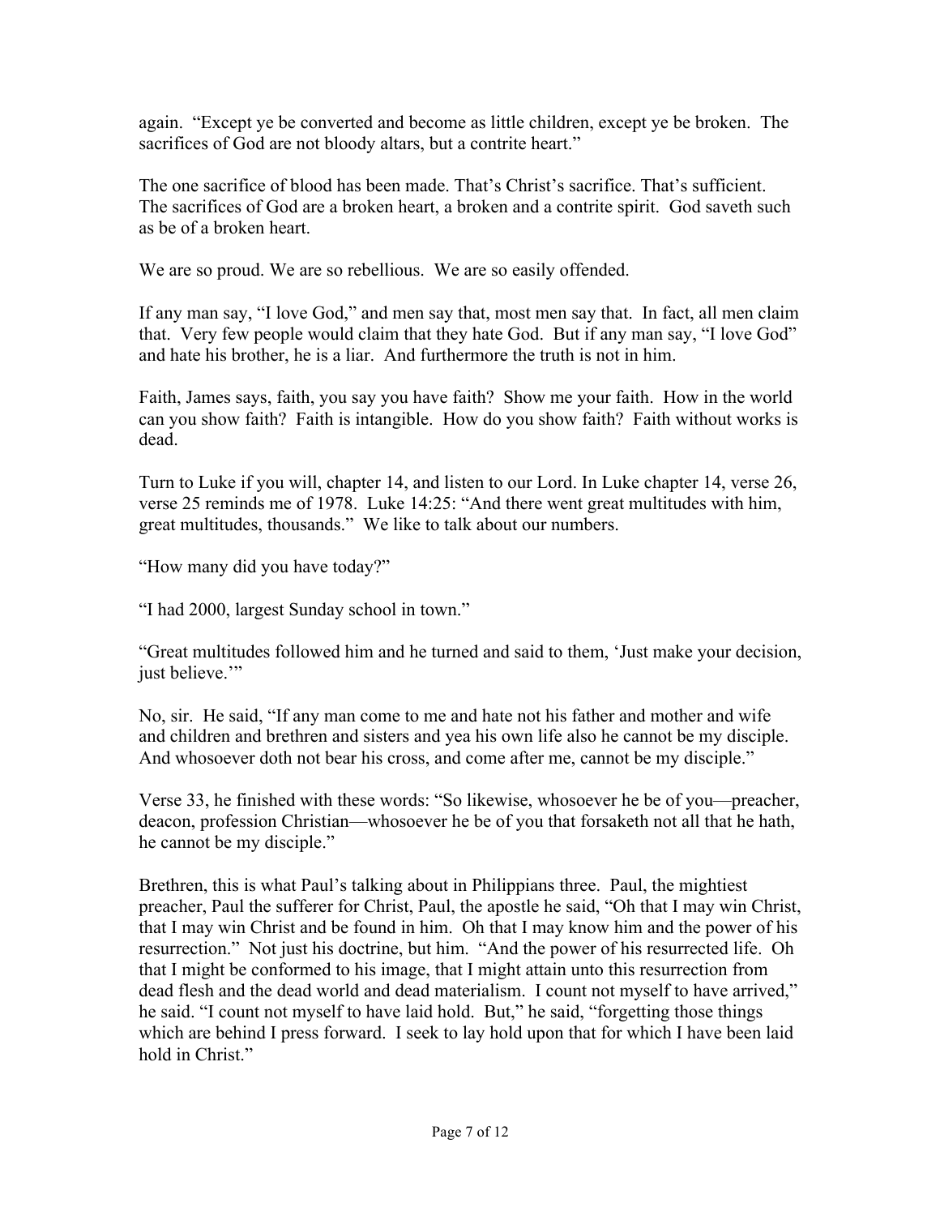again. "Except ye be converted and become as little children, except ye be broken. The sacrifices of God are not bloody altars, but a contrite heart."

The one sacrifice of blood has been made. That's Christ's sacrifice. That's sufficient. The sacrifices of God are a broken heart, a broken and a contrite spirit. God saveth such as be of a broken heart.

We are so proud. We are so rebellious. We are so easily offended.

If any man say, "I love God," and men say that, most men say that. In fact, all men claim that. Very few people would claim that they hate God. But if any man say, "I love God" and hate his brother, he is a liar. And furthermore the truth is not in him.

Faith, James says, faith, you say you have faith? Show me your faith. How in the world can you show faith? Faith is intangible. How do you show faith? Faith without works is dead.

Turn to Luke if you will, chapter 14, and listen to our Lord. In Luke chapter 14, verse 26, verse 25 reminds me of 1978. Luke 14:25: "And there went great multitudes with him, great multitudes, thousands." We like to talk about our numbers.

"How many did you have today?"

"I had 2000, largest Sunday school in town."

"Great multitudes followed him and he turned and said to them, 'Just make your decision, just believe.'"

No, sir. He said, "If any man come to me and hate not his father and mother and wife and children and brethren and sisters and yea his own life also he cannot be my disciple. And whosoever doth not bear his cross, and come after me, cannot be my disciple."

Verse 33, he finished with these words: "So likewise, whosoever he be of you—preacher, deacon, profession Christian—whosoever he be of you that forsaketh not all that he hath, he cannot be my disciple."

Brethren, this is what Paul's talking about in Philippians three. Paul, the mightiest preacher, Paul the sufferer for Christ, Paul, the apostle he said, "Oh that I may win Christ, that I may win Christ and be found in him. Oh that I may know him and the power of his resurrection." Not just his doctrine, but him. "And the power of his resurrected life. Oh that I might be conformed to his image, that I might attain unto this resurrection from dead flesh and the dead world and dead materialism. I count not myself to have arrived," he said. "I count not myself to have laid hold. But," he said, "forgetting those things which are behind I press forward. I seek to lay hold upon that for which I have been laid hold in Christ."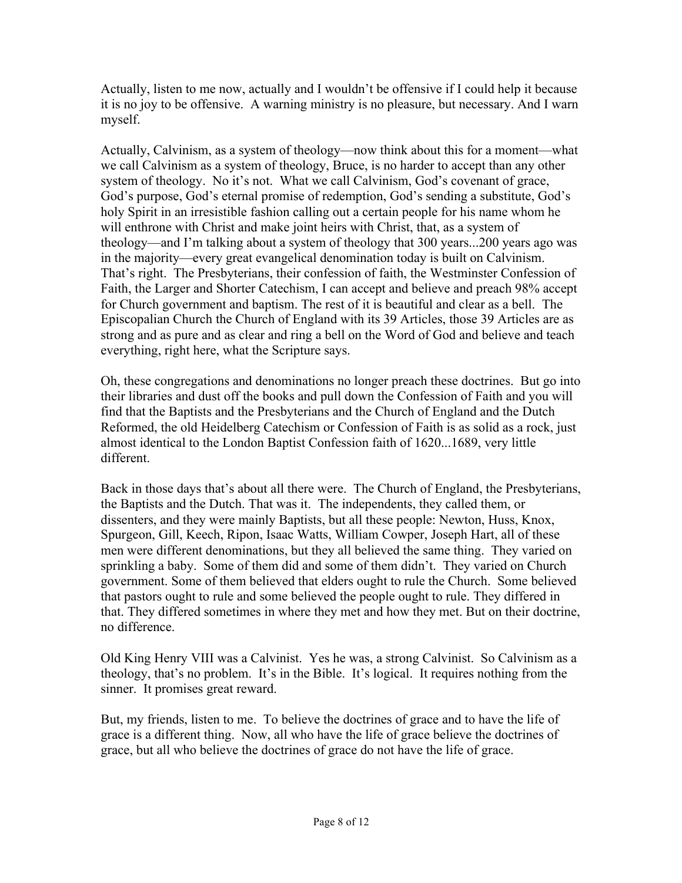Actually, listen to me now, actually and I wouldn't be offensive if I could help it because it is no joy to be offensive. A warning ministry is no pleasure, but necessary. And I warn myself.

Actually, Calvinism, as a system of theology—now think about this for a moment—what we call Calvinism as a system of theology, Bruce, is no harder to accept than any other system of theology. No it's not. What we call Calvinism, God's covenant of grace, God's purpose, God's eternal promise of redemption, God's sending a substitute, God's holy Spirit in an irresistible fashion calling out a certain people for his name whom he will enthrone with Christ and make joint heirs with Christ, that, as a system of theology—and I'm talking about a system of theology that 300 years...200 years ago was in the majority—every great evangelical denomination today is built on Calvinism. That's right. The Presbyterians, their confession of faith, the Westminster Confession of Faith, the Larger and Shorter Catechism, I can accept and believe and preach 98% accept for Church government and baptism. The rest of it is beautiful and clear as a bell. The Episcopalian Church the Church of England with its 39 Articles, those 39 Articles are as strong and as pure and as clear and ring a bell on the Word of God and believe and teach everything, right here, what the Scripture says.

Oh, these congregations and denominations no longer preach these doctrines. But go into their libraries and dust off the books and pull down the Confession of Faith and you will find that the Baptists and the Presbyterians and the Church of England and the Dutch Reformed, the old Heidelberg Catechism or Confession of Faith is as solid as a rock, just almost identical to the London Baptist Confession faith of 1620...1689, very little different.

Back in those days that's about all there were. The Church of England, the Presbyterians, the Baptists and the Dutch. That was it. The independents, they called them, or dissenters, and they were mainly Baptists, but all these people: Newton, Huss, Knox, Spurgeon, Gill, Keech, Ripon, Isaac Watts, William Cowper, Joseph Hart, all of these men were different denominations, but they all believed the same thing. They varied on sprinkling a baby. Some of them did and some of them didn't. They varied on Church government. Some of them believed that elders ought to rule the Church. Some believed that pastors ought to rule and some believed the people ought to rule. They differed in that. They differed sometimes in where they met and how they met. But on their doctrine, no difference.

Old King Henry VIII was a Calvinist. Yes he was, a strong Calvinist. So Calvinism as a theology, that's no problem. It's in the Bible. It's logical. It requires nothing from the sinner. It promises great reward.

But, my friends, listen to me. To believe the doctrines of grace and to have the life of grace is a different thing. Now, all who have the life of grace believe the doctrines of grace, but all who believe the doctrines of grace do not have the life of grace.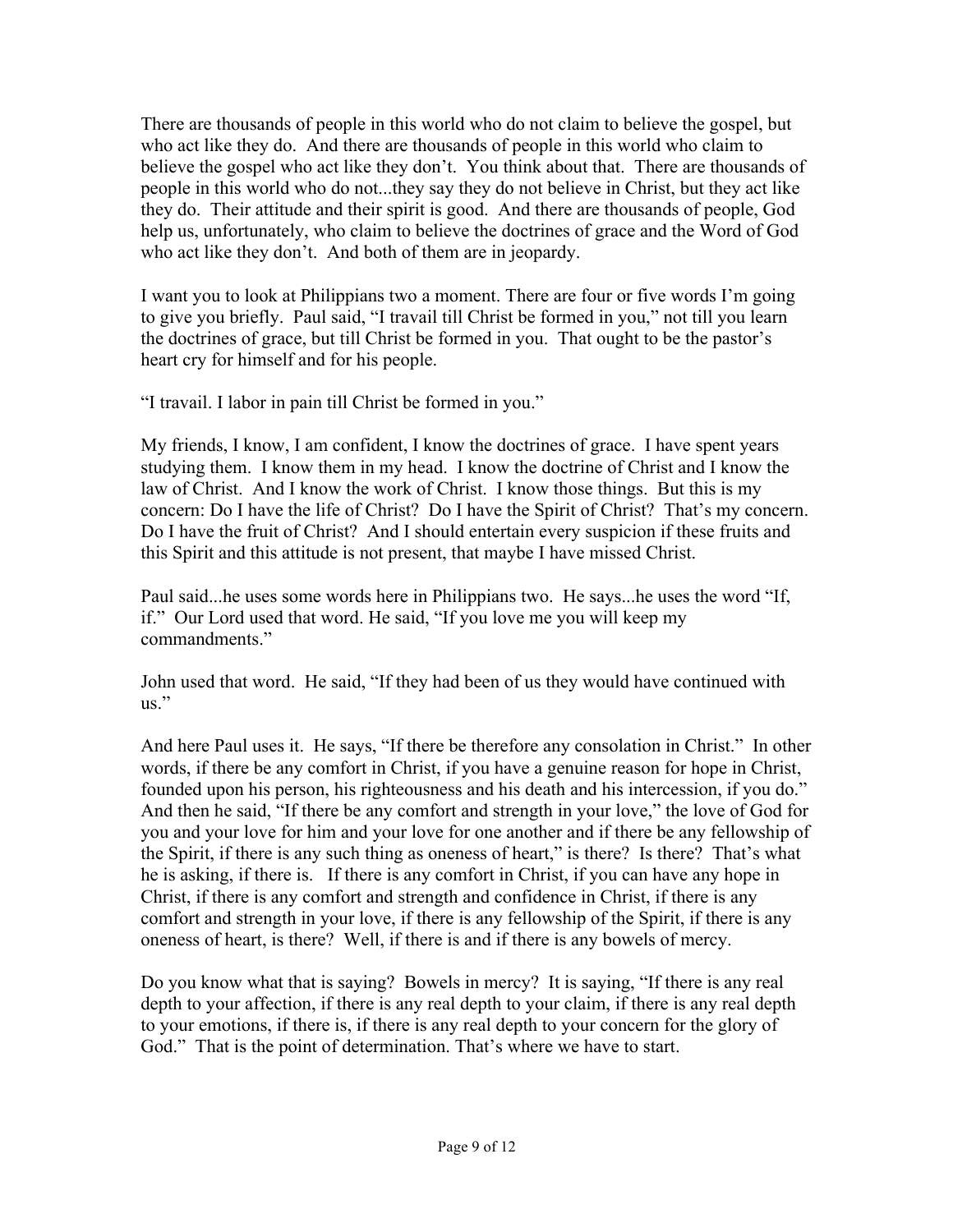There are thousands of people in this world who do not claim to believe the gospel, but who act like they do. And there are thousands of people in this world who claim to believe the gospel who act like they don't. You think about that. There are thousands of people in this world who do not...they say they do not believe in Christ, but they act like they do. Their attitude and their spirit is good. And there are thousands of people, God help us, unfortunately, who claim to believe the doctrines of grace and the Word of God who act like they don't. And both of them are in jeopardy.

I want you to look at Philippians two a moment. There are four or five words I'm going to give you briefly. Paul said, "I travail till Christ be formed in you," not till you learn the doctrines of grace, but till Christ be formed in you. That ought to be the pastor's heart cry for himself and for his people.

"I travail. I labor in pain till Christ be formed in you."

My friends, I know, I am confident, I know the doctrines of grace. I have spent years studying them. I know them in my head. I know the doctrine of Christ and I know the law of Christ. And I know the work of Christ. I know those things. But this is my concern: Do I have the life of Christ? Do I have the Spirit of Christ? That's my concern. Do I have the fruit of Christ? And I should entertain every suspicion if these fruits and this Spirit and this attitude is not present, that maybe I have missed Christ.

Paul said...he uses some words here in Philippians two. He says...he uses the word "If, if." Our Lord used that word. He said, "If you love me you will keep my commandments."

John used that word. He said, "If they had been of us they would have continued with us."

And here Paul uses it. He says, "If there be therefore any consolation in Christ." In other words, if there be any comfort in Christ, if you have a genuine reason for hope in Christ, founded upon his person, his righteousness and his death and his intercession, if you do." And then he said, "If there be any comfort and strength in your love," the love of God for you and your love for him and your love for one another and if there be any fellowship of the Spirit, if there is any such thing as oneness of heart," is there? Is there? That's what he is asking, if there is. If there is any comfort in Christ, if you can have any hope in Christ, if there is any comfort and strength and confidence in Christ, if there is any comfort and strength in your love, if there is any fellowship of the Spirit, if there is any oneness of heart, is there? Well, if there is and if there is any bowels of mercy.

Do you know what that is saying? Bowels in mercy? It is saying, "If there is any real depth to your affection, if there is any real depth to your claim, if there is any real depth to your emotions, if there is, if there is any real depth to your concern for the glory of God." That is the point of determination. That's where we have to start.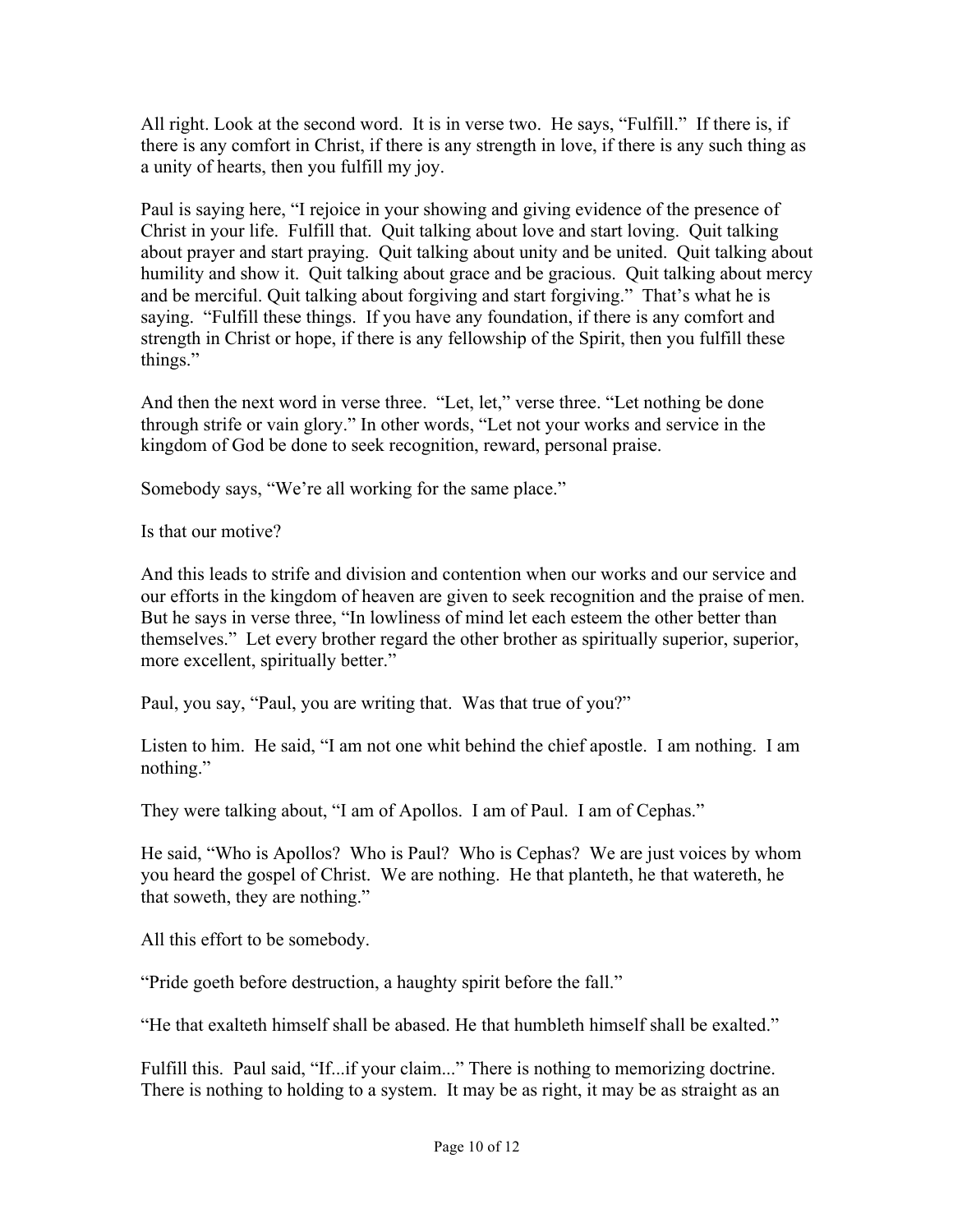All right. Look at the second word. It is in verse two. He says, "Fulfill." If there is, if there is any comfort in Christ, if there is any strength in love, if there is any such thing as a unity of hearts, then you fulfill my joy.

Paul is saying here, "I rejoice in your showing and giving evidence of the presence of Christ in your life. Fulfill that. Quit talking about love and start loving. Quit talking about prayer and start praying. Quit talking about unity and be united. Quit talking about humility and show it. Quit talking about grace and be gracious. Quit talking about mercy and be merciful. Quit talking about forgiving and start forgiving." That's what he is saying. "Fulfill these things. If you have any foundation, if there is any comfort and strength in Christ or hope, if there is any fellowship of the Spirit, then you fulfill these things."

And then the next word in verse three. "Let, let," verse three. "Let nothing be done through strife or vain glory." In other words, "Let not your works and service in the kingdom of God be done to seek recognition, reward, personal praise.

Somebody says, "We're all working for the same place."

Is that our motive?

And this leads to strife and division and contention when our works and our service and our efforts in the kingdom of heaven are given to seek recognition and the praise of men. But he says in verse three, "In lowliness of mind let each esteem the other better than themselves." Let every brother regard the other brother as spiritually superior, superior, more excellent, spiritually better."

Paul, you say, "Paul, you are writing that. Was that true of you?"

Listen to him. He said, "I am not one whit behind the chief apostle. I am nothing. I am nothing."

They were talking about, "I am of Apollos. I am of Paul. I am of Cephas."

He said, "Who is Apollos? Who is Paul? Who is Cephas? We are just voices by whom you heard the gospel of Christ. We are nothing. He that planteth, he that watereth, he that soweth, they are nothing."

All this effort to be somebody.

"Pride goeth before destruction, a haughty spirit before the fall."

"He that exalteth himself shall be abased. He that humbleth himself shall be exalted."

Fulfill this. Paul said, "If...if your claim..." There is nothing to memorizing doctrine. There is nothing to holding to a system. It may be as right, it may be as straight as an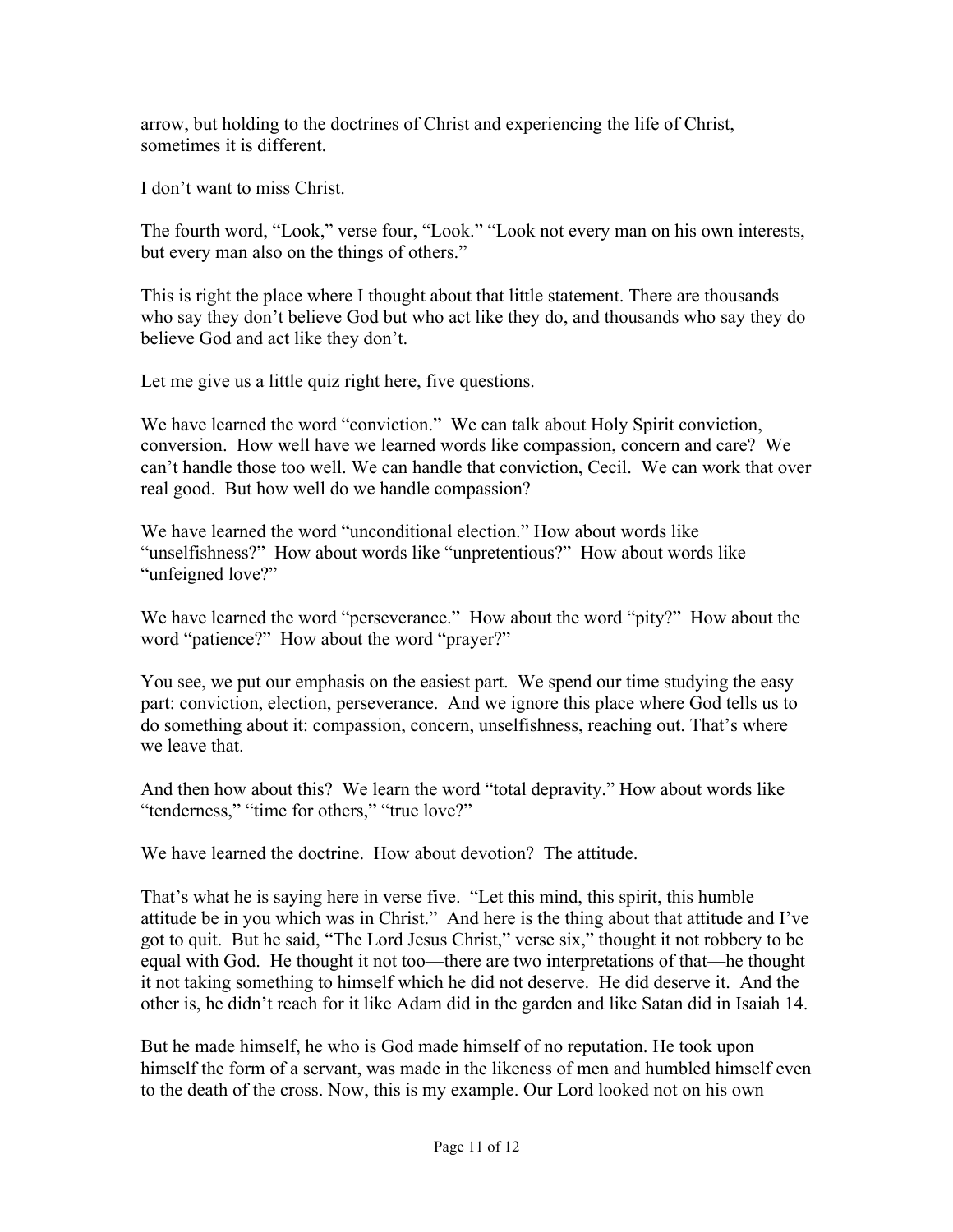arrow, but holding to the doctrines of Christ and experiencing the life of Christ, sometimes it is different.

I don't want to miss Christ.

The fourth word, "Look," verse four, "Look." "Look not every man on his own interests, but every man also on the things of others."

This is right the place where I thought about that little statement. There are thousands who say they don't believe God but who act like they do, and thousands who say they do believe God and act like they don't.

Let me give us a little quiz right here, five questions.

We have learned the word "conviction." We can talk about Holy Spirit conviction, conversion. How well have we learned words like compassion, concern and care? We can't handle those too well. We can handle that conviction, Cecil. We can work that over real good. But how well do we handle compassion?

We have learned the word "unconditional election." How about words like "unselfishness?" How about words like "unpretentious?" How about words like "unfeigned love?"

We have learned the word "perseverance." How about the word "pity?" How about the word "patience?" How about the word "prayer?"

You see, we put our emphasis on the easiest part. We spend our time studying the easy part: conviction, election, perseverance. And we ignore this place where God tells us to do something about it: compassion, concern, unselfishness, reaching out. That's where we leave that.

And then how about this? We learn the word "total depravity." How about words like "tenderness," "time for others," "true love?"

We have learned the doctrine. How about devotion? The attitude.

That's what he is saying here in verse five. "Let this mind, this spirit, this humble attitude be in you which was in Christ." And here is the thing about that attitude and I've got to quit. But he said, "The Lord Jesus Christ," verse six," thought it not robbery to be equal with God. He thought it not too—there are two interpretations of that—he thought it not taking something to himself which he did not deserve. He did deserve it. And the other is, he didn't reach for it like Adam did in the garden and like Satan did in Isaiah 14.

But he made himself, he who is God made himself of no reputation. He took upon himself the form of a servant, was made in the likeness of men and humbled himself even to the death of the cross. Now, this is my example. Our Lord looked not on his own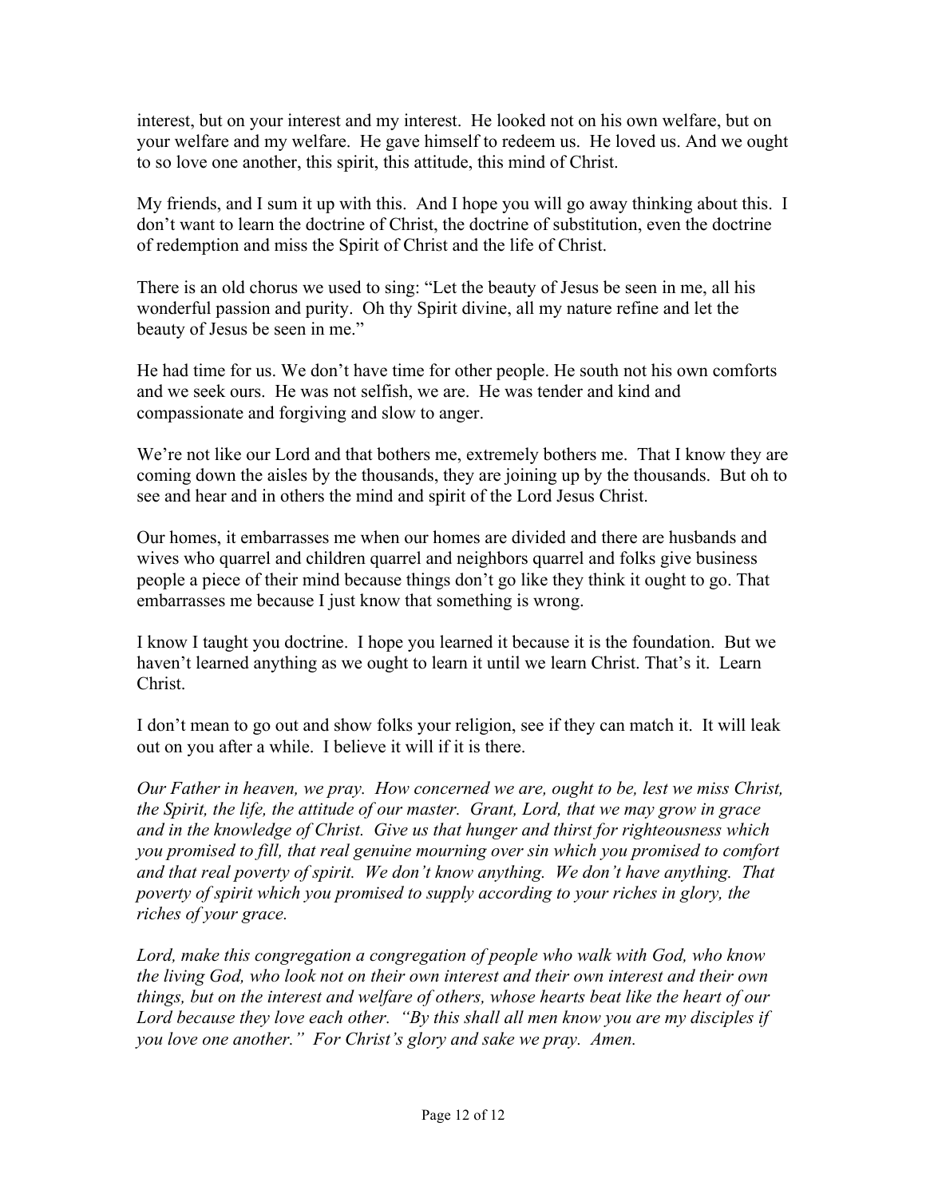interest, but on your interest and my interest. He looked not on his own welfare, but on your welfare and my welfare. He gave himself to redeem us. He loved us. And we ought to so love one another, this spirit, this attitude, this mind of Christ.

My friends, and I sum it up with this. And I hope you will go away thinking about this. I don't want to learn the doctrine of Christ, the doctrine of substitution, even the doctrine of redemption and miss the Spirit of Christ and the life of Christ.

There is an old chorus we used to sing: "Let the beauty of Jesus be seen in me, all his wonderful passion and purity. Oh thy Spirit divine, all my nature refine and let the beauty of Jesus be seen in me."

He had time for us. We don't have time for other people. He south not his own comforts and we seek ours. He was not selfish, we are. He was tender and kind and compassionate and forgiving and slow to anger.

We're not like our Lord and that bothers me, extremely bothers me. That I know they are coming down the aisles by the thousands, they are joining up by the thousands. But oh to see and hear and in others the mind and spirit of the Lord Jesus Christ.

Our homes, it embarrasses me when our homes are divided and there are husbands and wives who quarrel and children quarrel and neighbors quarrel and folks give business people a piece of their mind because things don't go like they think it ought to go. That embarrasses me because I just know that something is wrong.

I know I taught you doctrine. I hope you learned it because it is the foundation. But we haven't learned anything as we ought to learn it until we learn Christ. That's it. Learn Christ.

I don't mean to go out and show folks your religion, see if they can match it. It will leak out on you after a while. I believe it will if it is there.

*Our Father in heaven, we pray. How concerned we are, ought to be, lest we miss Christ, the Spirit, the life, the attitude of our master. Grant, Lord, that we may grow in grace and in the knowledge of Christ. Give us that hunger and thirst for righteousness which you promised to fill, that real genuine mourning over sin which you promised to comfort and that real poverty of spirit. We don't know anything. We don't have anything. That poverty of spirit which you promised to supply according to your riches in glory, the riches of your grace.*

*Lord, make this congregation a congregation of people who walk with God, who know the living God, who look not on their own interest and their own interest and their own things, but on the interest and welfare of others, whose hearts beat like the heart of our Lord because they love each other. "By this shall all men know you are my disciples if you love one another." For Christ's glory and sake we pray. Amen.*